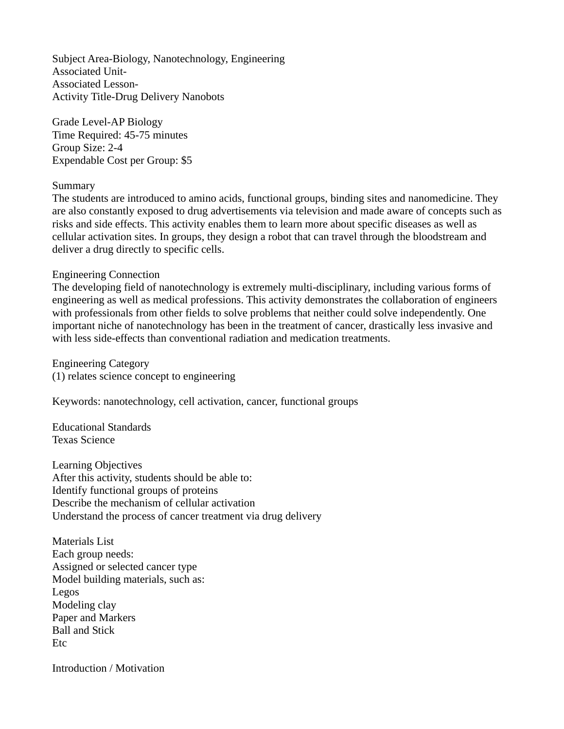Subject Area-Biology, Nanotechnology, Engineering
Associated Unit-
Associated Lesson-
Activity Title-Drug Delivery Nanobots

Grade Level-AP Biology
Time Required: 45-75 minutes
Group Size: 2-4
Expendable Cost per Group: $5

## Summary

The students are introduced to amino acids, functional groups, binding sites and nanomedicine. They are also constantly exposed to drug advertisements via television and made aware of concepts such as risks and side effects. This activity enables them to learn more about specific diseases as well as cellular activation sites. In groups, they design a robot that can travel through the bloodstream and deliver a drug directly to specific cells.

## Engineering Connection

The developing field of nanotechnology is extremely multi-disciplinary, including various forms of engineering as well as medical professions. This activity demonstrates the collaboration of engineers with professionals from other fields to solve problems that neither could solve independently. One important niche of nanotechnology has been in the treatment of cancer, drastically less invasive and with less side-effects than conventional radiation and medication treatments.

## Engineering Category

(1) relates science concept to engineering

Keywords: nanotechnology, cell activation, cancer, functional groups

## Educational Standards

Texas Science

## Learning Objectives

After this activity, students should be able to:

- Identify functional groups of proteins
- Describe the mechanism of cellular activation
- Understand the process of cancer treatment via drug delivery

## Materials List

Each group needs:

- Assigned or selected cancer type
- Model building materials, such as:
  - Legos
  - Modeling clay
  - Paper and Markers
  - Ball and Stick
  - Etc

## Introduction / Motivation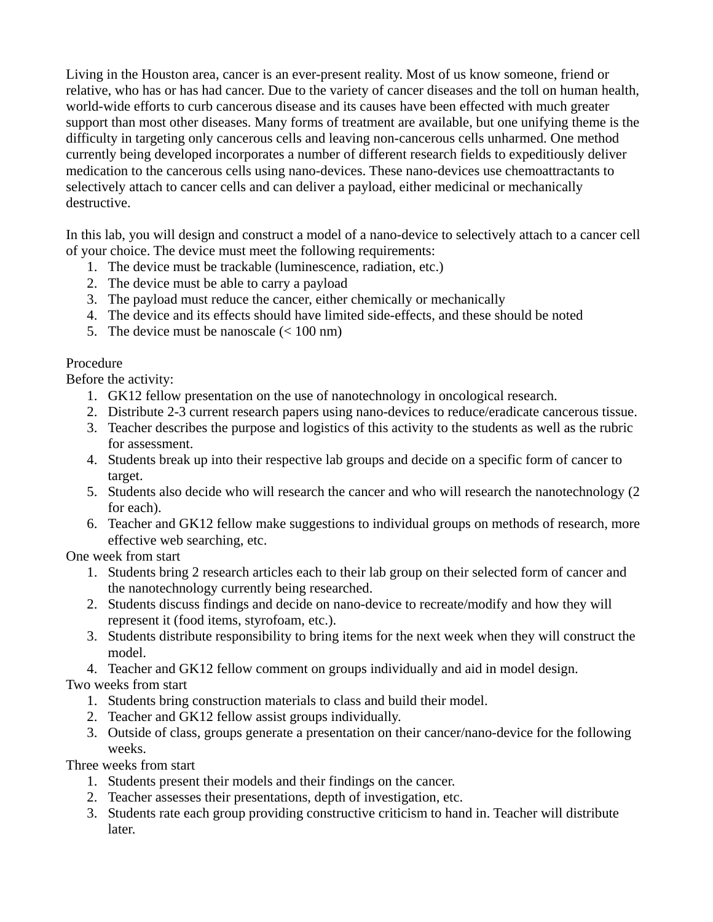Living in the Houston area, cancer is an ever-present reality. Most of us know someone, friend or relative, who has or has had cancer. Due to the variety of cancer diseases and the toll on human health, world-wide efforts to curb cancerous disease and its causes have been effected with much greater support than most other diseases. Many forms of treatment are available, but one unifying theme is the difficulty in targeting only cancerous cells and leaving non-cancerous cells unharmed. One method currently being developed incorporates a number of different research fields to expeditiously deliver medication to the cancerous cells using nano-devices. These nano-devices use chemoattractants to selectively attach to cancer cells and can deliver a payload, either medicinal or mechanically destructive.

In this lab, you will design and construct a model of a nano-device to selectively attach to a cancer cell of your choice. The device must meet the following requirements:

1. The device must be trackable (luminescence, radiation, etc.)
2. The device must be able to carry a payload
3. The payload must reduce the cancer, either chemically or mechanically
4. The device and its effects should have limited side-effects, and these should be noted
5. The device must be nanoscale (< 100 nm)

Procedure

Before the activity:

1. GK12 fellow presentation on the use of nanotechnology in oncological research.
2. Distribute 2-3 current research papers using nano-devices to reduce/eradicate cancerous tissue.
3. Teacher describes the purpose and logistics of this activity to the students as well as the rubric for assessment.
4. Students break up into their respective lab groups and decide on a specific form of cancer to target.
5. Students also decide who will research the cancer and who will research the nanotechnology (2 for each).
6. Teacher and GK12 fellow make suggestions to individual groups on methods of research, more effective web searching, etc.

One week from start

1. Students bring 2 research articles each to their lab group on their selected form of cancer and the nanotechnology currently being researched.
2. Students discuss findings and decide on nano-device to recreate/modify and how they will represent it (food items, styrofoam, etc.).
3. Students distribute responsibility to bring items for the next week when they will construct the model.
4. Teacher and GK12 fellow comment on groups individually and aid in model design.

Two weeks from start

1. Students bring construction materials to class and build their model.
2. Teacher and GK12 fellow assist groups individually.
3. Outside of class, groups generate a presentation on their cancer/nano-device for the following weeks.

Three weeks from start

1. Students present their models and their findings on the cancer.
2. Teacher assesses their presentations, depth of investigation, etc.
3. Students rate each group providing constructive criticism to hand in. Teacher will distribute later.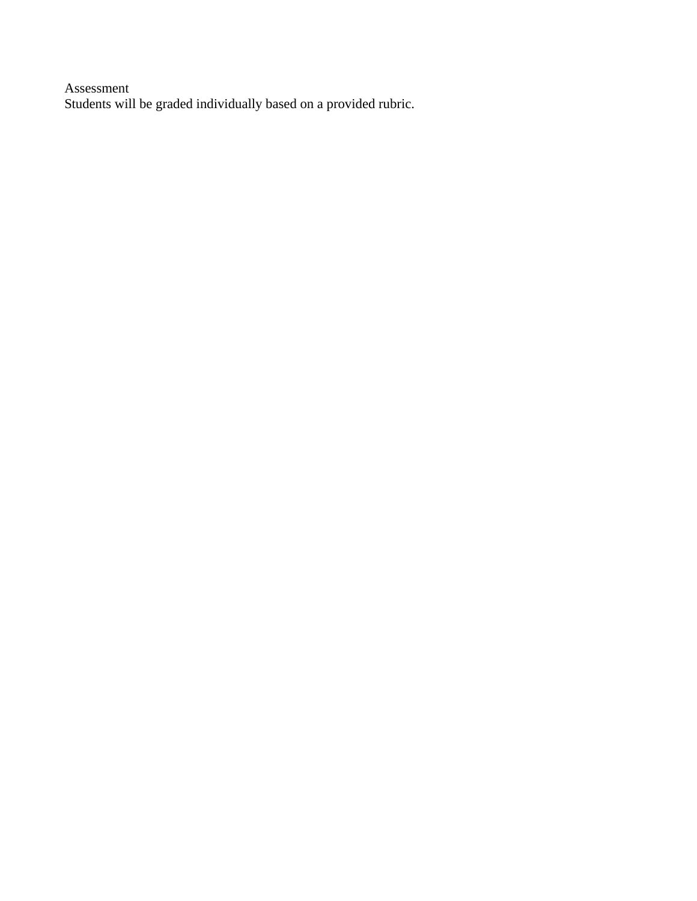Assessment
Students will be graded individually based on a provided rubric.